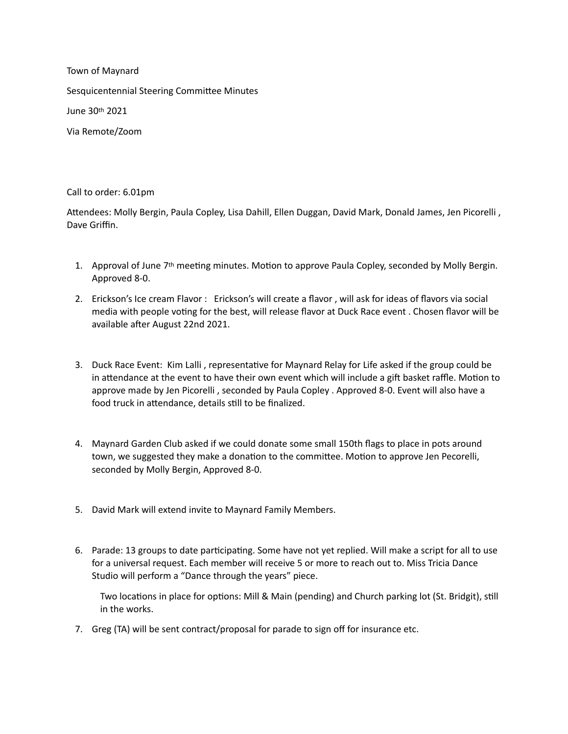Town of Maynard

Sesquicentennial Steering Committee Minutes

June 30th 2021

Via Remote/Zoom

Call to order: 6.01pm

Attendees: Molly Bergin, Paula Copley, Lisa Dahill, Ellen Duggan, David Mark, Donald James, Jen Picorelli , Dave Griffin.

1. Approval of June 7th meeting minutes. Motion to approve Paula Copley, seconded by Molly Bergin. Approved 8-0.

2. Erickson's Ice cream Flavor : Erickson's will create a flavor , will ask for ideas of flavors via social media with people voting for the best, will release flavor at Duck Race event . Chosen flavor will be available after August 22nd 2021.

3. Duck Race Event: Kim Lalli , representative for Maynard Relay for Life asked if the group could be in attendance at the event to have their own event which will include a gift basket raffle. Motion to approve made by Jen Picorelli , seconded by Paula Copley . Approved 8-0. Event will also have a food truck in attendance, details still to be finalized.

4. Maynard Garden Club asked if we could donate some small 150th flags to place in pots around town, we suggested they make a donation to the committee. Motion to approve Jen Pecorelli, seconded by Molly Bergin, Approved 8-0.

5. David Mark will extend invite to Maynard Family Members.

6. Parade: 13 groups to date participating. Some have not yet replied. Will make a script for all to use for a universal request. Each member will receive 5 or more to reach out to. Miss Tricia Dance Studio will perform a "Dance through the years" piece.

   Two locations in place for options: Mill & Main (pending) and Church parking lot (St. Bridgit), still in the works.

7. Greg (TA) will be sent contract/proposal for parade to sign off for insurance etc.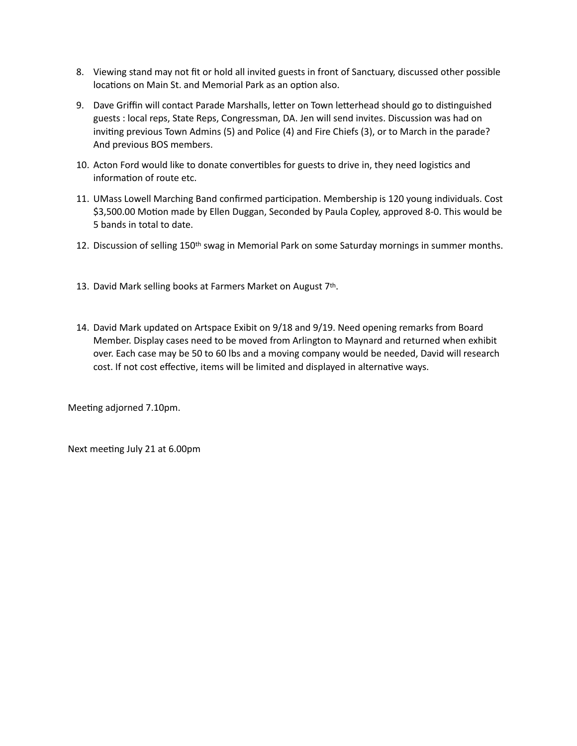8. Viewing stand may not fit or hold all invited guests in front of Sanctuary, discussed other possible locations on Main St. and Memorial Park as an option also.
9. Dave Griffin will contact Parade Marshalls, letter on Town letterhead should go to distinguished guests : local reps, State Reps, Congressman, DA. Jen will send invites. Discussion was had on inviting previous Town Admins (5) and Police (4) and Fire Chiefs (3), or to March in the parade? And previous BOS members.
10. Acton Ford would like to donate convertibles for guests to drive in, they need logistics and information of route etc.
11. UMass Lowell Marching Band confirmed participation. Membership is 120 young individuals. Cost $3,500.00 Motion made by Ellen Duggan, Seconded by Paula Copley, approved 8-0. This would be 5 bands in total to date.
12. Discussion of selling 150th swag in Memorial Park on some Saturday mornings in summer months.
13. David Mark selling books at Farmers Market on August 7th.
14. David Mark updated on Artspace Exibit on 9/18 and 9/19. Need opening remarks from Board Member. Display cases need to be moved from Arlington to Maynard and returned when exhibit over. Each case may be 50 to 60 lbs and a moving company would be needed, David will research cost. If not cost effective, items will be limited and displayed in alternative ways.

Meeting adjorned 7.10pm.

Next meeting July 21 at 6.00pm